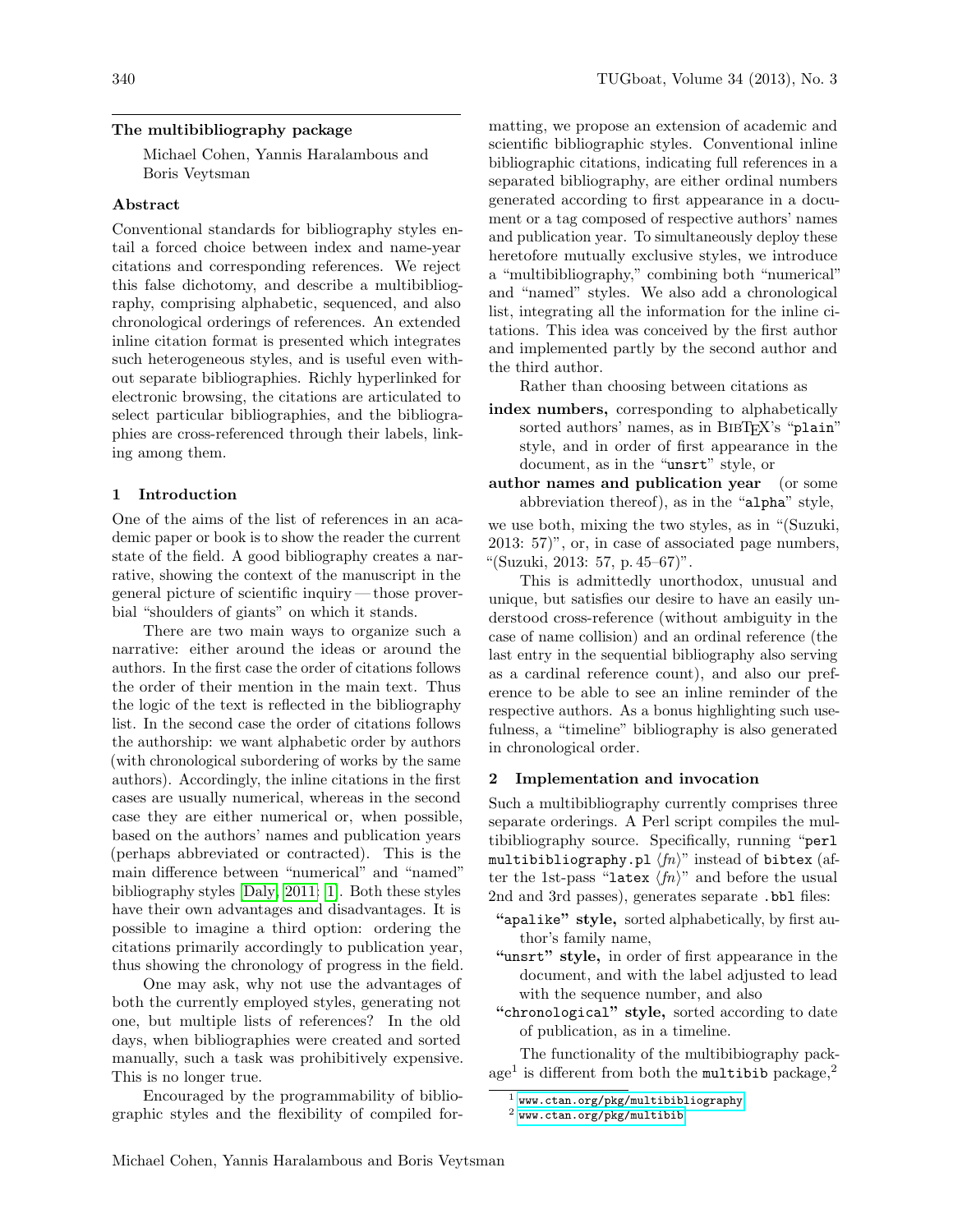## The multibibliography package

Michael Cohen, Yannis Haralambous and Boris Veytsman

### Abstract

Conventional standards for bibliography styles entail a forced choice between index and name-year citations and corresponding references. We reject this false dichotomy, and describe a multibibliography, comprising alphabetic, sequenced, and also chronological orderings of references. An extended inline citation format is presented which integrates such heterogeneous styles, and is useful even without separate bibliographies. Richly hyperlinked for electronic browsing, the citations are articulated to select particular bibliographies, and the bibliographies are cross-referenced through their labels, linking among them.

### 1 Introduction

One of the aims of the list of references in an academic paper or book is to show the reader the current state of the field. A good bibliography creates a narrative, showing the context of the manuscript in the general picture of scientific inquiry — those proverbial "shoulders of giants" on which it stands.

There are two main ways to organize such a narrative: either around the ideas or around the authors. In the first case the order of citations follows the order of their mention in the main text. Thus the logic of the text is reflected in the bibliography list. In the second case the order of citations follows the authorship: we want alphabetic order by authors (with chronological subordering of works by the same authors). Accordingly, the inline citations in the first cases are usually numerical, whereas in the second case they are either numerical or, when possible, based on the authors' names and publication years (perhaps abbreviated or contracted). This is the main difference between "numerical" and "named" bibliography styles [Daly, 2011: 1]. Both these styles have their own advantages and disadvantages. It is possible to imagine a third option: ordering the citations primarily accordingly to publication year, thus showing the chronology of progress in the field.

One may ask, why not use the advantages of both the currently employed styles, generating not one, but multiple lists of references? In the old days, when bibliographies were created and sorted manually, such a task was prohibitively expensive. This is no longer true.

Encouraged by the programmability of bibliographic styles and the flexibility of compiled formatting, we propose an extension of academic and scientific bibliographic styles. Conventional inline bibliographic citations, indicating full references in a separated bibliography, are either ordinal numbers generated according to first appearance in a document or a tag composed of respective authors' names and publication year. To simultaneously deploy these heretofore mutually exclusive styles, we introduce a "multibibliography," combining both "numerical" and "named" styles. We also add a chronological list, integrating all the information for the inline citations. This idea was conceived by the first author and implemented partly by the second author and the third author.

Rather than choosing between citations as

**index numbers,** corresponding to alphabetically sorted authors' names, as in BibTeX's "`plain`" style, and in order of first appearance in the document, as in the "`unsrt`" style, or

**author names and publication year** (or some abbreviation thereof), as in the "`alpha`" style,

we use both, mixing the two styles, as in "(Suzuki, 2013: 57)", or, in case of associated page numbers, "(Suzuki, 2013: 57, p. 45–67)".

This is admittedly unorthodox, unusual and unique, but satisfies our desire to have an easily understood cross-reference (without ambiguity in the case of name collision) and an ordinal reference (the last entry in the sequential bibliography also serving as a cardinal reference count), and also our preference to be able to see an inline reminder of the respective authors. As a bonus highlighting such usefulness, a "timeline" bibliography is also generated in chronological order.

### 2 Implementation and invocation

Such a multibibliography currently comprises three separate orderings. A Perl script compiles the multibibliography source. Specifically, running "`perl multibibliography.pl` ⟨*fn*⟩" instead of `bibtex` (after the 1st-pass "`latex` ⟨*fn*⟩" and before the usual 2nd and 3rd passes), generates separate `.bbl` files:

- **"apalike" style,** sorted alphabetically, by first author's family name,
- **"unsrt" style,** in order of first appearance in the document, and with the label adjusted to lead with the sequence number, and also
- **"chronological" style,** sorted according to date of publication, as in a timeline.

The functionality of the multibibiography package[1] is different from both the `multibib` package,[2]

[1] www.ctan.org/pkg/multibibliography

[2] www.ctan.org/pkg/multibib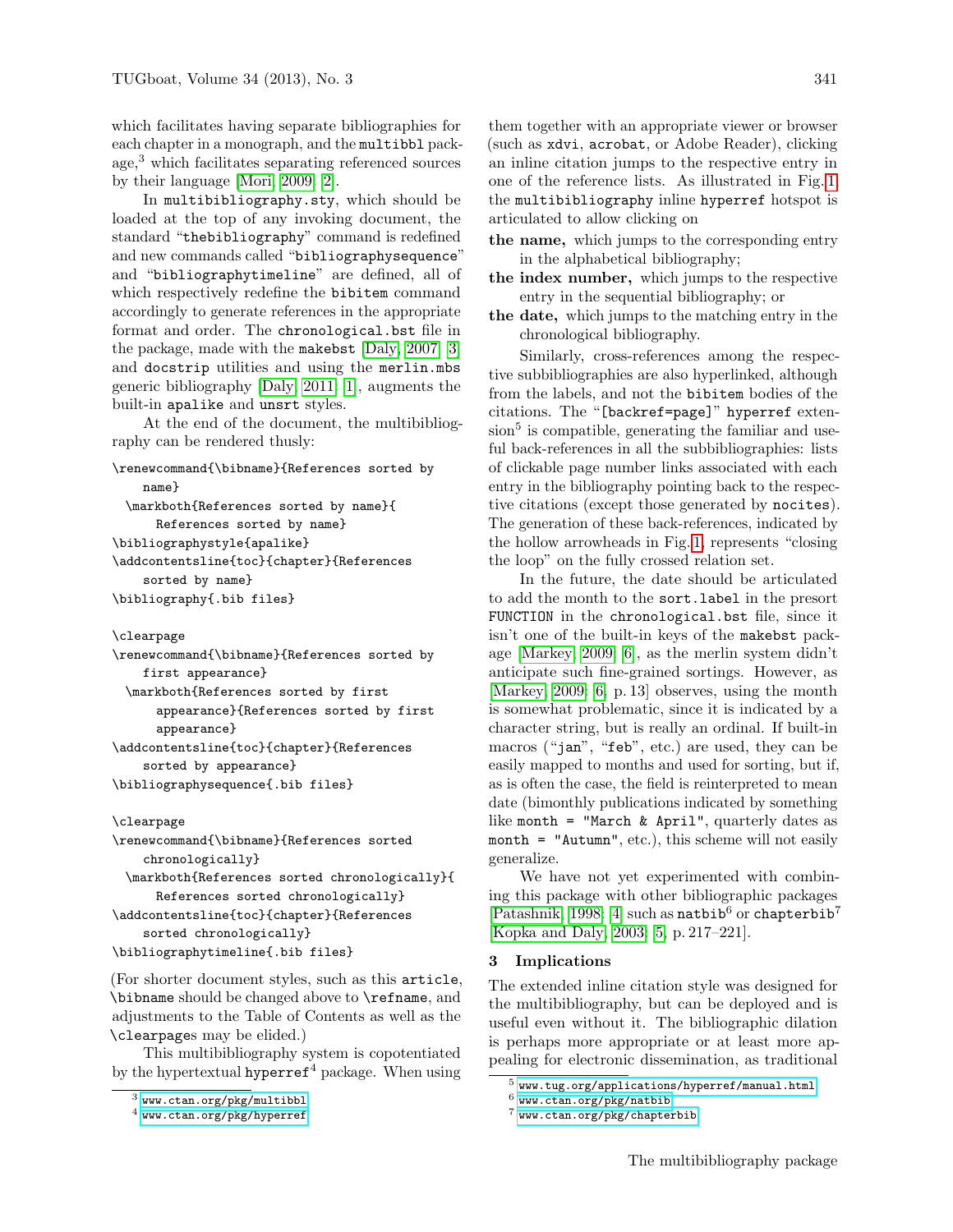which facilitates having separate bibliographies for each chapter in a monograph, and the `multibbl` package,[3] which facilitates separating referenced sources by their language [Mori, 2009; 2].

In `multibibliography.sty`, which should be loaded at the top of any invoking document, the standard "`thebibliography`" command is redefined and new commands called "`bibliographysequence`" and "`bibliographytimeline`" are defined, all of which respectively redefine the `bibitem` command accordingly to generate references in the appropriate format and order. The `chronological.bst` file in the package, made with the `makebst` [Daly, 2007; 3] and `docstrip` utilities and using the `merlin.mbs` generic bibliography [Daly, 2011; 1], augments the built-in `apalike` and `unsrt` styles.

At the end of the document, the multibibliography can be rendered thusly:

```
\renewcommand{\bibname}{References sorted by
    name}
  \markboth{References sorted by name}{
      References sorted by name}
\bibliographystyle{apalike}
\addcontentsline{toc}{chapter}{References
    sorted by name}
\bibliography{.bib files}

\clearpage
\renewcommand{\bibname}{References sorted by
    first appearance}
  \markboth{References sorted by first
      appearance}{References sorted by first
      appearance}
\addcontentsline{toc}{chapter}{References
    sorted by appearance}
\bibliographysequence{.bib files}

\clearpage
\renewcommand{\bibname}{References sorted
    chronologically}
  \markboth{References sorted chronologically}{
      References sorted chronologically}
\addcontentsline{toc}{chapter}{References
    sorted chronologically}
\bibliographytimeline{.bib files}
```

(For shorter document styles, such as this `article`, `\bibname` should be changed above to `\refname`, and adjustments to the Table of Contents as well as the `\clearpage`s may be elided.)

This multibibliography system is copotentiated by the hypertextual `hyperref`[4] package. When using them together with an appropriate viewer or browser (such as `xdvi`, `acrobat`, or Adobe Reader), clicking an inline citation jumps to the respective entry in one of the reference lists. As illustrated in Fig. 1, the `multibibliography` inline `hyperref` hotspot is articulated to allow clicking on

- **the name,** which jumps to the corresponding entry in the alphabetical bibliography;
- **the index number,** which jumps to the respective entry in the sequential bibliography; or
- **the date,** which jumps to the matching entry in the chronological bibliography.

Similarly, cross-references among the respective subbibliographies are also hyperlinked, although from the labels, and not the `bibitem` bodies of the citations. The "`[backref=page]`" `hyperref` extension[5] is compatible, generating the familiar and useful back-references in all the subbibliographies: lists of clickable page number links associated with each entry in the bibliography pointing back to the respective citations (except those generated by `nocite`s). The generation of these back-references, indicated by the hollow arrowheads in Fig. 1, represents "closing the loop" on the fully crossed relation set.

In the future, the date should be articulated to add the month to the `sort.label` in the presort `FUNCTION` in the `chronological.bst` file, since it isn't one of the built-in keys of the `makebst` package [Markey, 2009; 6], as the merlin system didn't anticipate such fine-grained sortings. However, as [Markey, 2009; 6, p. 13] observes, using the month is somewhat problematic, since it is indicated by a character string, but is really an ordinal. If built-in macros ("`jan`", "`feb`", etc.) are used, they can be easily mapped to months and used for sorting, but if, as is often the case, the field is reinterpreted to mean date (bimonthly publications indicated by something like `month = "March & April"`, quarterly dates as `month = "Autumn"`, etc.), this scheme will not easily generalize.

We have not yet experimented with combining this package with other bibliographic packages [Patashnik, 1998; 4] such as `natbib`[6] or `chapterbib`[7] [Kopka and Daly, 2003; 5, p. 217–221].

## 3 Implications

The extended inline citation style was designed for the multibibliography, but can be deployed and is useful even without it. The bibliographic dilation is perhaps more appropriate or at least more appealing for electronic dissemination, as traditional

---

[3] www.ctan.org/pkg/multibbl

[4] www.ctan.org/pkg/hyperref

[5] www.tug.org/applications/hyperref/manual.html

[6] www.ctan.org/pkg/natbib

[7] www.ctan.org/pkg/chapterbib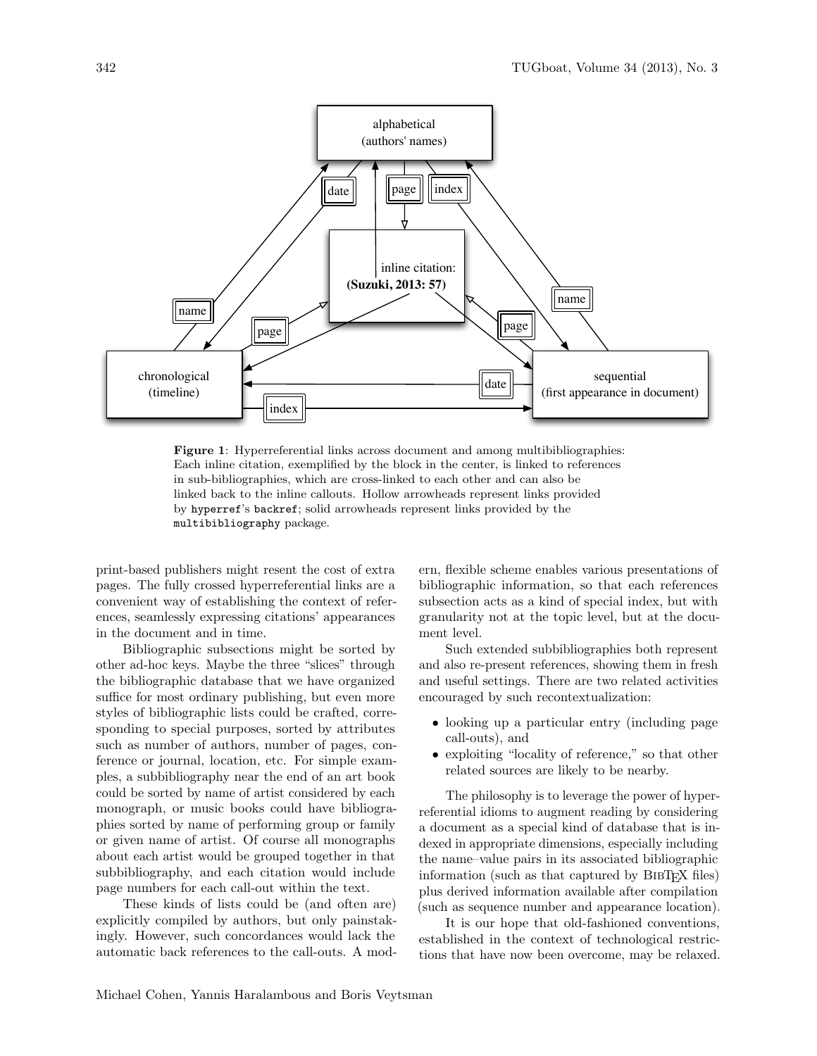**Figure 1**: Hyperreferential links across document and among multibibliographies: Each inline citation, exemplified by the block in the center, is linked to references in sub-bibliographies, which are cross-linked to each other and can also be linked back to the inline callouts. Hollow arrowheads represent links provided by `hyperref`'s `backref`; solid arrowheads represent links provided by the `multibibliography` package.

print-based publishers might resent the cost of extra pages. The fully crossed hyperreferential links are a convenient way of establishing the context of references, seamlessly expressing citations' appearances in the document and in time.

Bibliographic subsections might be sorted by other ad-hoc keys. Maybe the three "slices" through the bibliographic database that we have organized suffice for most ordinary publishing, but even more styles of bibliographic lists could be crafted, corresponding to special purposes, sorted by attributes such as number of authors, number of pages, conference or journal, location, etc. For simple examples, a subbibliography near the end of an art book could be sorted by name of artist considered by each monograph, or music books could have bibliographies sorted by name of performing group or family or given name of artist. Of course all monographs about each artist would be grouped together in that subbibliography, and each citation would include page numbers for each call-out within the text.

These kinds of lists could be (and often are) explicitly compiled by authors, but only painstakingly. However, such concordances would lack the automatic back references to the call-outs. A modern, flexible scheme enables various presentations of bibliographic information, so that each references subsection acts as a kind of special index, but with granularity not at the topic level, but at the document level.

Such extended subbibliographies both represent and also re-present references, showing them in fresh and useful settings. There are two related activities encouraged by such recontextualization:

- looking up a particular entry (including page call-outs), and
- exploiting "locality of reference," so that other related sources are likely to be nearby.

The philosophy is to leverage the power of hyperreferential idioms to augment reading by considering a document as a special kind of database that is indexed in appropriate dimensions, especially including the name–value pairs in its associated bibliographic information (such as that captured by BibTeX files) plus derived information available after compilation (such as sequence number and appearance location).

It is our hope that old-fashioned conventions, established in the context of technological restrictions that have now been overcome, may be relaxed.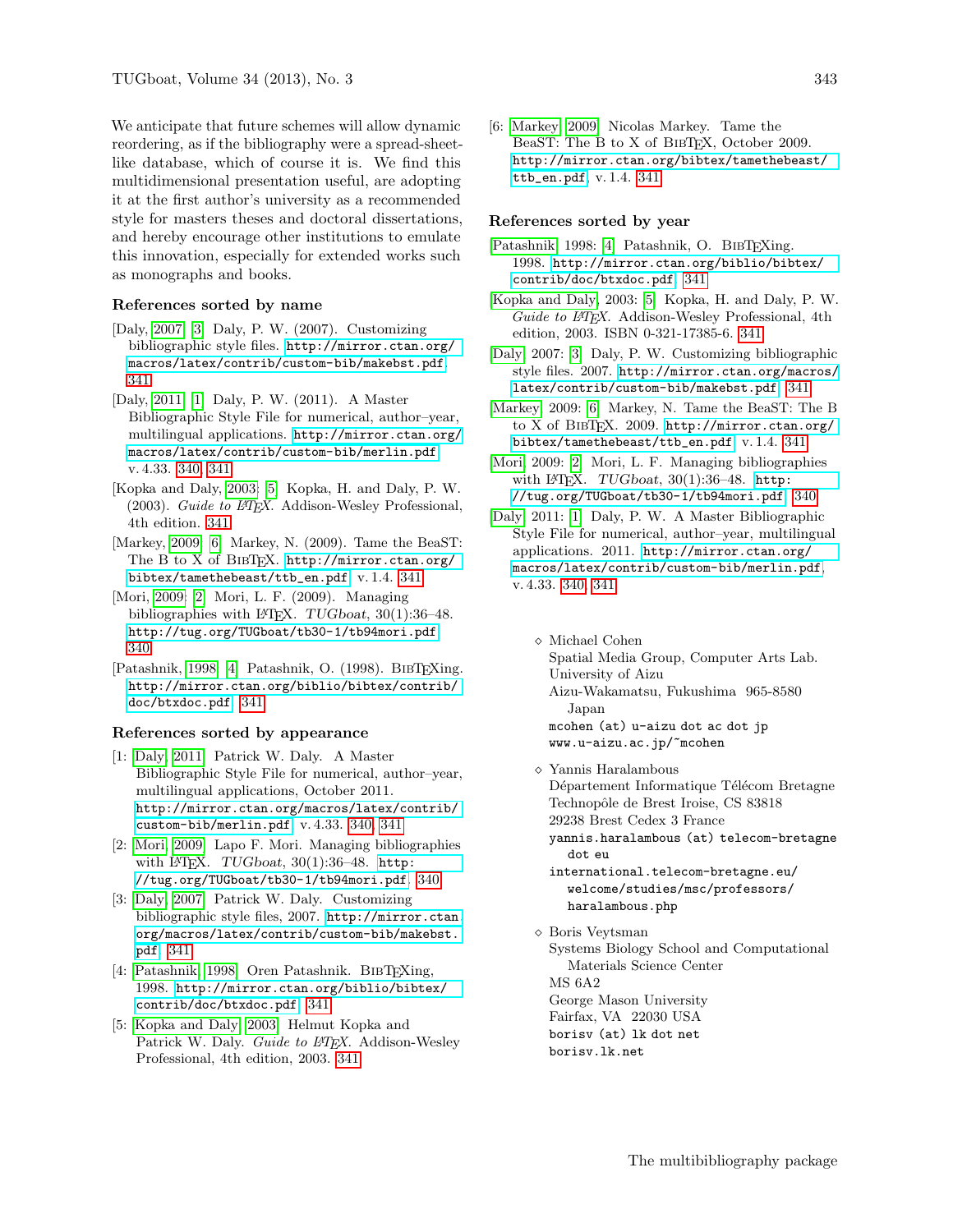We anticipate that future schemes will allow dynamic reordering, as if the bibliography were a spread-sheet-like database, which of course it is. We find this multidimensional presentation useful, are adopting it at the first author's university as a recommended style for masters theses and doctoral dissertations, and hereby encourage other institutions to emulate this innovation, especially for extended works such as monographs and books.

### References sorted by name

[Daly, 2007] [3] Daly, P. W. (2007). Customizing bibliographic style files. http://mirror.ctan.org/macros/latex/contrib/custom-bib/makebst.pdf. 341

[Daly, 2011] [1] Daly, P. W. (2011). A Master Bibliographic Style File for numerical, author–year, multilingual applications. http://mirror.ctan.org/macros/latex/contrib/custom-bib/merlin.pdf, v. 4.33. 340, 341

[Kopka and Daly, 2003] [5] Kopka, H. and Daly, P. W. (2003). *Guide to LaTeX*. Addison-Wesley Professional, 4th edition. 341

[Markey, 2009] [6] Markey, N. (2009). Tame the BeaST: The B to X of BibTeX. http://mirror.ctan.org/bibtex/tamethebeast/ttb_en.pdf, v. 1.4. 341

[Mori, 2009] [2] Mori, L. F. (2009). Managing bibliographies with LaTeX. *TUGboat*, 30(1):36–48. http://tug.org/TUGboat/tb30-1/tb94mori.pdf. 340

[Patashnik, 1998] [4] Patashnik, O. (1998). BibTeXing. http://mirror.ctan.org/biblio/bibtex/contrib/doc/btxdoc.pdf. 341

### References sorted by appearance

[1: Daly, 2011] Patrick W. Daly. A Master Bibliographic Style File for numerical, author–year, multilingual applications, October 2011. http://mirror.ctan.org/macros/latex/contrib/custom-bib/merlin.pdf, v. 4.33. 340, 341

[2: Mori, 2009] Lapo F. Mori. Managing bibliographies with LaTeX. *TUGboat*, 30(1):36–48. http://tug.org/TUGboat/tb30-1/tb94mori.pdf. 340

[3: Daly, 2007] Patrick W. Daly. Customizing bibliographic style files, 2007. http://mirror.ctan.org/macros/latex/contrib/custom-bib/makebst.pdf. 341

[4: Patashnik, 1998] Oren Patashnik. BibTeXing, 1998. http://mirror.ctan.org/biblio/bibtex/contrib/doc/btxdoc.pdf. 341

[5: Kopka and Daly, 2003] Helmut Kopka and Patrick W. Daly. *Guide to LaTeX*. Addison-Wesley Professional, 4th edition, 2003. 341

[6: Markey, 2009] Nicolas Markey. Tame the BeaST: The B to X of BibTeX, October 2009. http://mirror.ctan.org/bibtex/tamethebeast/ttb_en.pdf, v. 1.4. 341

### References sorted by year

Patashnik 1998: 4 Patashnik, O. BibTeXing. 1998. http://mirror.ctan.org/biblio/bibtex/contrib/doc/btxdoc.pdf. 341

Kopka and Daly 2003: 5 Kopka, H. and Daly, P. W. *Guide to LaTeX*. Addison-Wesley Professional, 4th edition, 2003. ISBN 0-321-17385-6. 341

Daly 2007: 3 Daly, P. W. Customizing bibliographic style files. 2007. http://mirror.ctan.org/macros/latex/contrib/custom-bib/makebst.pdf. 341

Markey 2009: 6 Markey, N. Tame the BeaST: The B to X of BibTeX. 2009. http://mirror.ctan.org/bibtex/tamethebeast/ttb_en.pdf, v. 1.4. 341

Mori 2009: 2 Mori, L. F. Managing bibliographies with LaTeX. *TUGboat*, 30(1):36–48. http://tug.org/TUGboat/tb30-1/tb94mori.pdf. 340

Daly 2011: 1 Daly, P. W. A Master Bibliographic Style File for numerical, author–year, multilingual applications. 2011. http://mirror.ctan.org/macros/latex/contrib/custom-bib/merlin.pdf, v. 4.33. 340, 341

◇ Michael Cohen  
Spatial Media Group, Computer Arts Lab.  
University of Aizu  
Aizu-Wakamatsu, Fukushima 965-8580 Japan  
mcohen (at) u-aizu dot ac dot jp  
www.u-aizu.ac.jp/~mcohen

◇ Yannis Haralambous  
Département Informatique Télécom Bretagne  
Technopôle de Brest Iroise, CS 83818  
29238 Brest Cedex 3 France  
yannis.haralambous (at) telecom-bretagne dot eu  
international.telecom-bretagne.eu/welcome/studies/msc/professors/haralambous.php

◇ Boris Veytsman  
Systems Biology School and Computational Materials Science Center  
MS 6A2  
George Mason University  
Fairfax, VA 22030 USA  
borisv (at) lk dot net  
borisv.lk.net